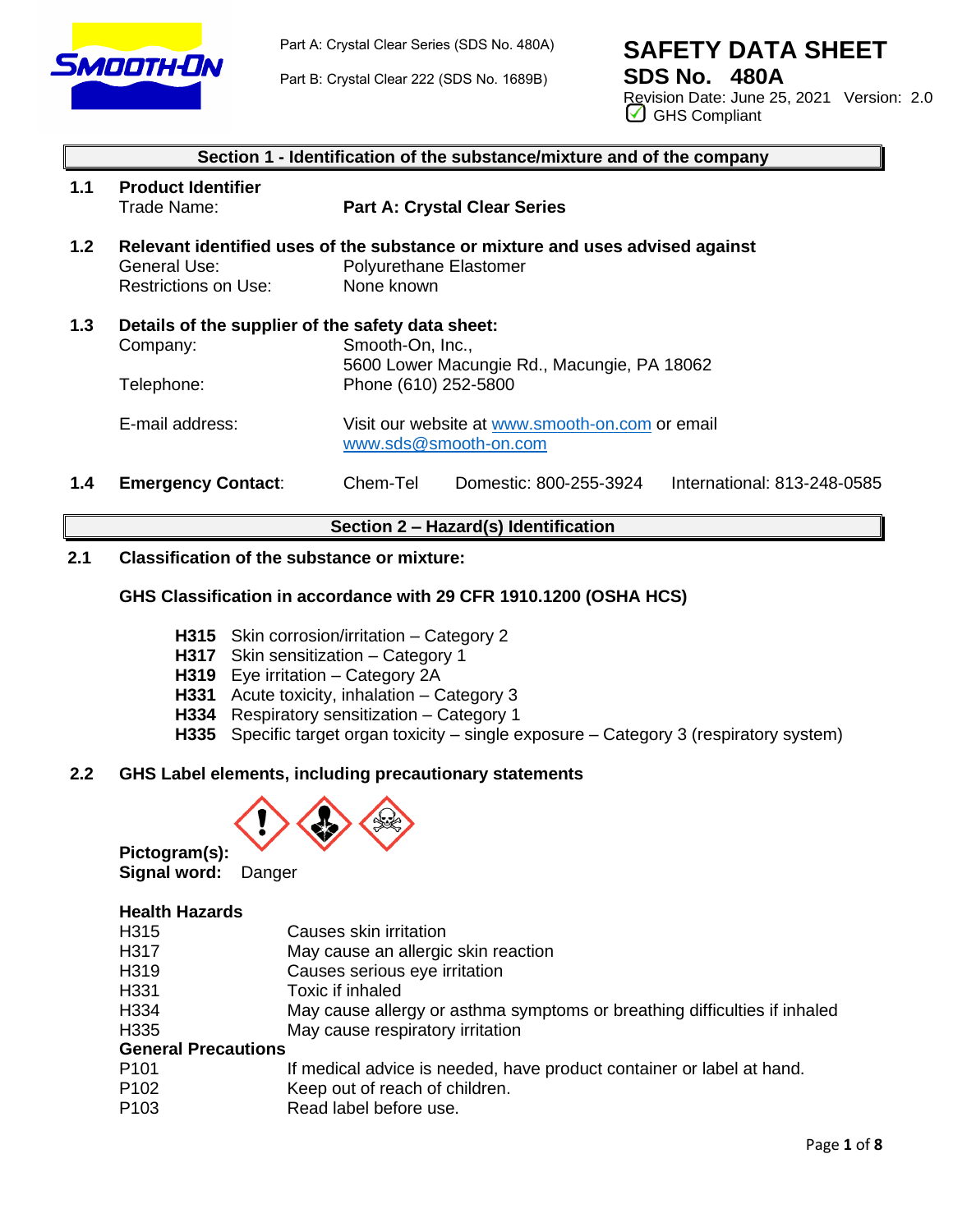Part A: Crystal Clear Series (SDS No. 480A)

Part B: Crystal Clear 222 (SDS No. 1689B)

# SAFETY DATA SHEET

## SDS No. 480A

Revision Date: June 25, 2021 Version: 2.0

GHS Compliant

## Section 1 - Identification of the substance/mixture and of the company

**1.1 Product Identifier**

Trade Name: **Part A: Crystal Clear Series**

**1.2 Relevant identified uses of the substance or mixture and uses advised against**

General Use: Polyurethane Elastomer

Restrictions on Use: None known

**1.3 Details of the supplier of the safety data sheet:**

Company: Smooth-On, Inc., 5600 Lower Macungie Rd., Macungie, PA 18062

Telephone: Phone (610) 252-5800

E-mail address: Visit our website at www.smooth-on.com or email www.sds@smooth-on.com

**1.4 Emergency Contact**: Chem-Tel Domestic: 800-255-3924 International: 813-248-0585

## Section 2 – Hazard(s) Identification

**2.1 Classification of the substance or mixture:**

**GHS Classification in accordance with 29 CFR 1910.1200 (OSHA HCS)**

- **H315** Skin corrosion/irritation – Category 2
- **H317** Skin sensitization – Category 1
- **H319** Eye irritation – Category 2A
- **H331** Acute toxicity, inhalation – Category 3
- **H334** Respiratory sensitization – Category 1
- **H335** Specific target organ toxicity – single exposure – Category 3 (respiratory system)

**2.2 GHS Label elements, including precautionary statements**

**Pictogram(s):**

**Signal word:** Danger

**Health Hazards**

| | |
|---|---|
| H315 | Causes skin irritation |
| H317 | May cause an allergic skin reaction |
| H319 | Causes serious eye irritation |
| H331 | Toxic if inhaled |
| H334 | May cause allergy or asthma symptoms or breathing difficulties if inhaled |
| H335 | May cause respiratory irritation |

**General Precautions**

| | |
|---|---|
| P101 | If medical advice is needed, have product container or label at hand. |
| P102 | Keep out of reach of children. |
| P103 | Read label before use. |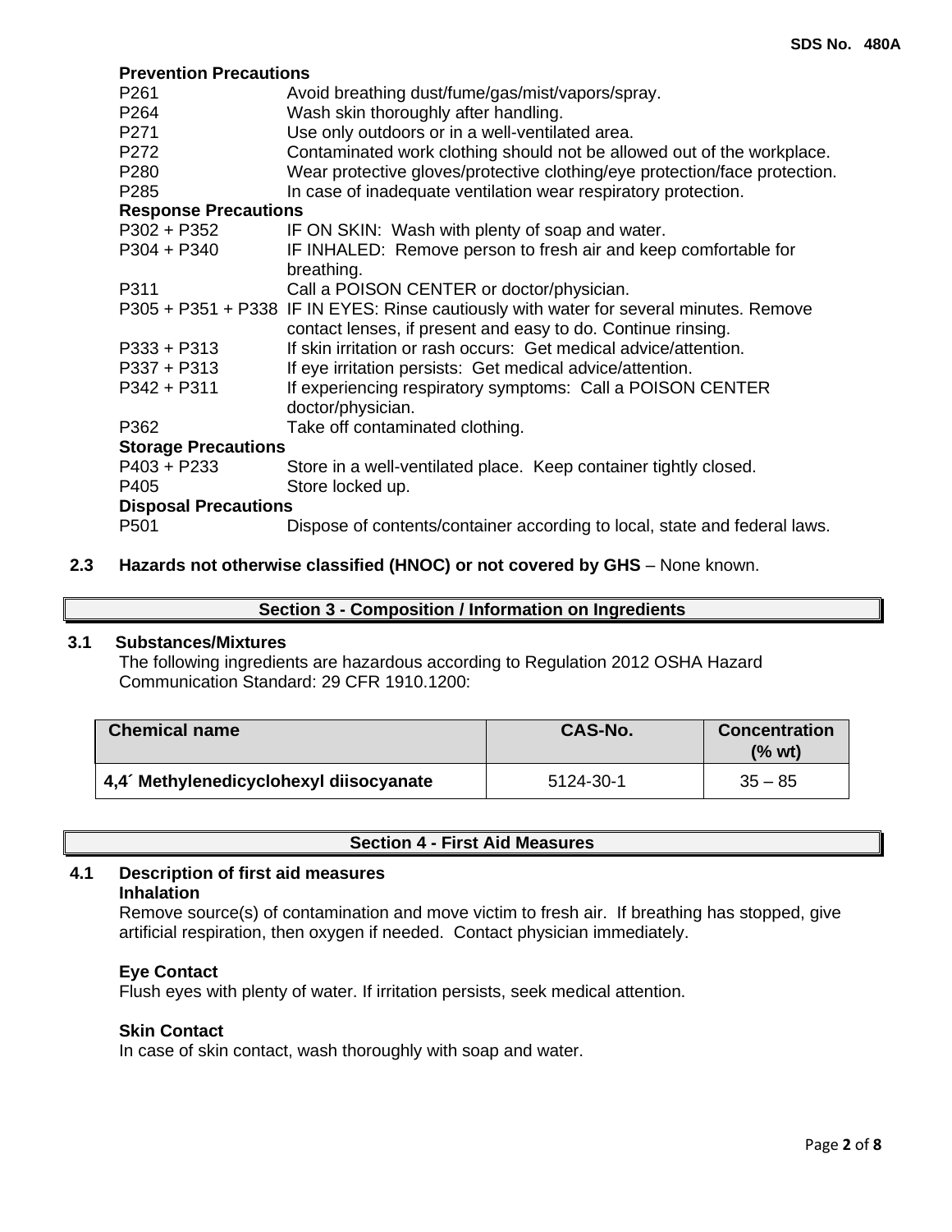**Prevention Precautions**

| | |
|---|---|
| P261 | Avoid breathing dust/fume/gas/mist/vapors/spray. |
| P264 | Wash skin thoroughly after handling. |
| P271 | Use only outdoors or in a well-ventilated area. |
| P272 | Contaminated work clothing should not be allowed out of the workplace. |
| P280 | Wear protective gloves/protective clothing/eye protection/face protection. |
| P285 | In case of inadequate ventilation wear respiratory protection. |

**Response Precautions**

| | |
|---|---|
| P302 + P352 | IF ON SKIN: Wash with plenty of soap and water. |
| P304 + P340 | IF INHALED: Remove person to fresh air and keep comfortable for breathing. |
| P311 | Call a POISON CENTER or doctor/physician. |
| P305 + P351 + P338 | IF IN EYES: Rinse cautiously with water for several minutes. Remove contact lenses, if present and easy to do. Continue rinsing. |
| P333 + P313 | If skin irritation or rash occurs: Get medical advice/attention. |
| P337 + P313 | If eye irritation persists: Get medical advice/attention. |
| P342 + P311 | If experiencing respiratory symptoms: Call a POISON CENTER doctor/physician. |
| P362 | Take off contaminated clothing. |

**Storage Precautions**

| | |
|---|---|
| P403 + P233 | Store in a well-ventilated place. Keep container tightly closed. |
| P405 | Store locked up. |

**Disposal Precautions**

| | |
|---|---|
| P501 | Dispose of contents/container according to local, state and federal laws. |

**2.3 Hazards not otherwise classified (HNOC) or not covered by GHS** – None known.

## Section 3 - Composition / Information on Ingredients

**3.1 Substances/Mixtures**

The following ingredients are hazardous according to Regulation 2012 OSHA Hazard Communication Standard: 29 CFR 1910.1200:

| Chemical name | CAS-No. | Concentration (% wt) |
|---|---|---|
| **4,4´ Methylenedicyclohexyl diisocyanate** | 5124-30-1 | 35 – 85 |

## Section 4 - First Aid Measures

**4.1 Description of first aid measures**

**Inhalation**

Remove source(s) of contamination and move victim to fresh air. If breathing has stopped, give artificial respiration, then oxygen if needed. Contact physician immediately.

**Eye Contact**

Flush eyes with plenty of water. If irritation persists, seek medical attention.

**Skin Contact**

In case of skin contact, wash thoroughly with soap and water.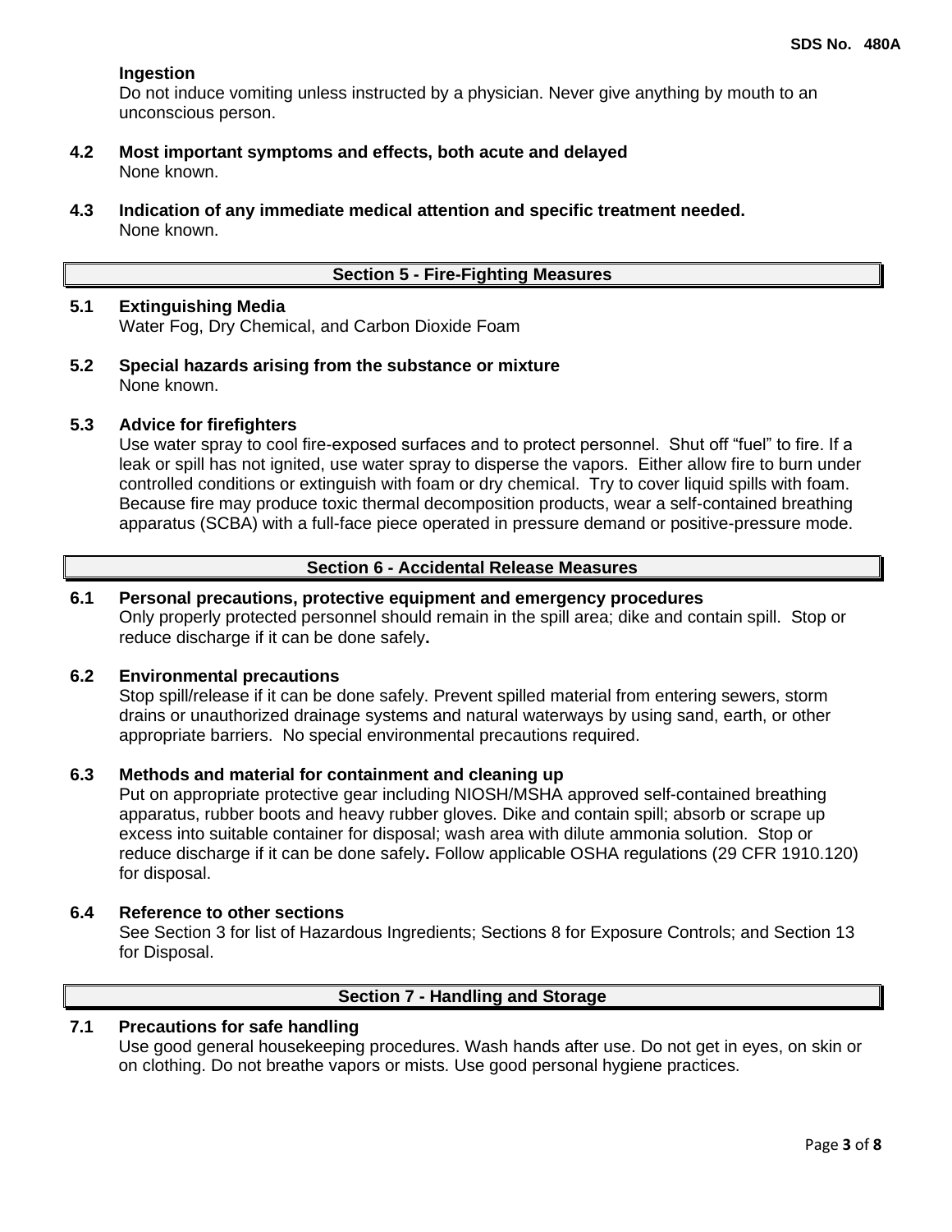**Ingestion**

Do not induce vomiting unless instructed by a physician. Never give anything by mouth to an unconscious person.

**4.2 Most important symptoms and effects, both acute and delayed**

None known.

**4.3 Indication of any immediate medical attention and specific treatment needed.**

None known.

## Section 5 - Fire-Fighting Measures

**5.1 Extinguishing Media**

Water Fog, Dry Chemical, and Carbon Dioxide Foam

**5.2 Special hazards arising from the substance or mixture**

None known.

**5.3 Advice for firefighters**

Use water spray to cool fire-exposed surfaces and to protect personnel. Shut off “fuel” to fire. If a leak or spill has not ignited, use water spray to disperse the vapors. Either allow fire to burn under controlled conditions or extinguish with foam or dry chemical. Try to cover liquid spills with foam. Because fire may produce toxic thermal decomposition products, wear a self-contained breathing apparatus (SCBA) with a full-face piece operated in pressure demand or positive-pressure mode.

## Section 6 - Accidental Release Measures

**6.1 Personal precautions, protective equipment and emergency procedures**

Only properly protected personnel should remain in the spill area; dike and contain spill. Stop or reduce discharge if it can be done safely**.**

**6.2 Environmental precautions**

Stop spill/release if it can be done safely. Prevent spilled material from entering sewers, storm drains or unauthorized drainage systems and natural waterways by using sand, earth, or other appropriate barriers. No special environmental precautions required.

**6.3 Methods and material for containment and cleaning up**

Put on appropriate protective gear including NIOSH/MSHA approved self-contained breathing apparatus, rubber boots and heavy rubber gloves. Dike and contain spill; absorb or scrape up excess into suitable container for disposal; wash area with dilute ammonia solution. Stop or reduce discharge if it can be done safely**.** Follow applicable OSHA regulations (29 CFR 1910.120) for disposal.

**6.4 Reference to other sections**

See Section 3 for list of Hazardous Ingredients; Sections 8 for Exposure Controls; and Section 13 for Disposal.

## Section 7 - Handling and Storage

**7.1 Precautions for safe handling**

Use good general housekeeping procedures. Wash hands after use. Do not get in eyes, on skin or on clothing. Do not breathe vapors or mists. Use good personal hygiene practices.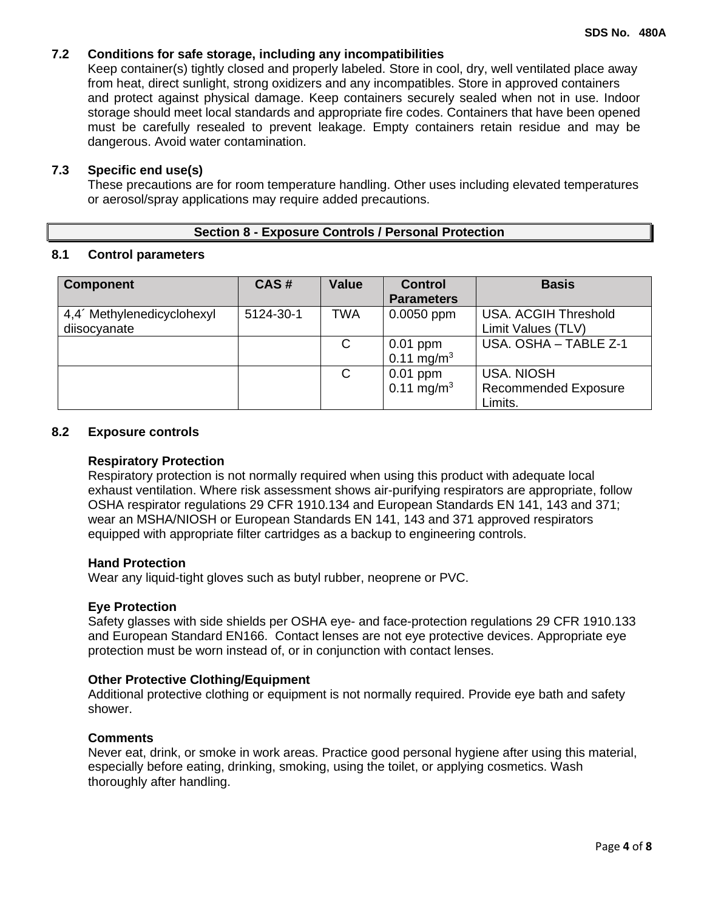### 7.2 Conditions for safe storage, including any incompatibilities

Keep container(s) tightly closed and properly labeled. Store in cool, dry, well ventilated place away from heat, direct sunlight, strong oxidizers and any incompatibles. Store in approved containers and protect against physical damage. Keep containers securely sealed when not in use. Indoor storage should meet local standards and appropriate fire codes. Containers that have been opened must be carefully resealed to prevent leakage. Empty containers retain residue and may be dangerous. Avoid water contamination.

### 7.3 Specific end use(s)

These precautions are for room temperature handling. Other uses including elevated temperatures or aerosol/spray applications may require added precautions.

## Section 8 - Exposure Controls / Personal Protection

### 8.1 Control parameters

| Component | CAS # | Value | Control Parameters | Basis |
|---|---|---|---|---|
| 4,4´ Methylenedicyclohexyl diisocyanate | 5124-30-1 | TWA | 0.0050 ppm | USA. ACGIH Threshold Limit Values (TLV) |
| | | C | 0.01 ppm<br>0.11 mg/m$^3$ | USA. OSHA – TABLE Z-1 |
| | | C | 0.01 ppm<br>0.11 mg/m$^3$ | USA. NIOSH Recommended Exposure Limits. |

### 8.2 Exposure controls

**Respiratory Protection**

Respiratory protection is not normally required when using this product with adequate local exhaust ventilation. Where risk assessment shows air-purifying respirators are appropriate, follow OSHA respirator regulations 29 CFR 1910.134 and European Standards EN 141, 143 and 371; wear an MSHA/NIOSH or European Standards EN 141, 143 and 371 approved respirators equipped with appropriate filter cartridges as a backup to engineering controls.

**Hand Protection**

Wear any liquid-tight gloves such as butyl rubber, neoprene or PVC.

**Eye Protection**

Safety glasses with side shields per OSHA eye- and face-protection regulations 29 CFR 1910.133 and European Standard EN166. Contact lenses are not eye protective devices. Appropriate eye protection must be worn instead of, or in conjunction with contact lenses.

**Other Protective Clothing/Equipment**

Additional protective clothing or equipment is not normally required. Provide eye bath and safety shower.

**Comments**

Never eat, drink, or smoke in work areas. Practice good personal hygiene after using this material, especially before eating, drinking, smoking, using the toilet, or applying cosmetics. Wash thoroughly after handling.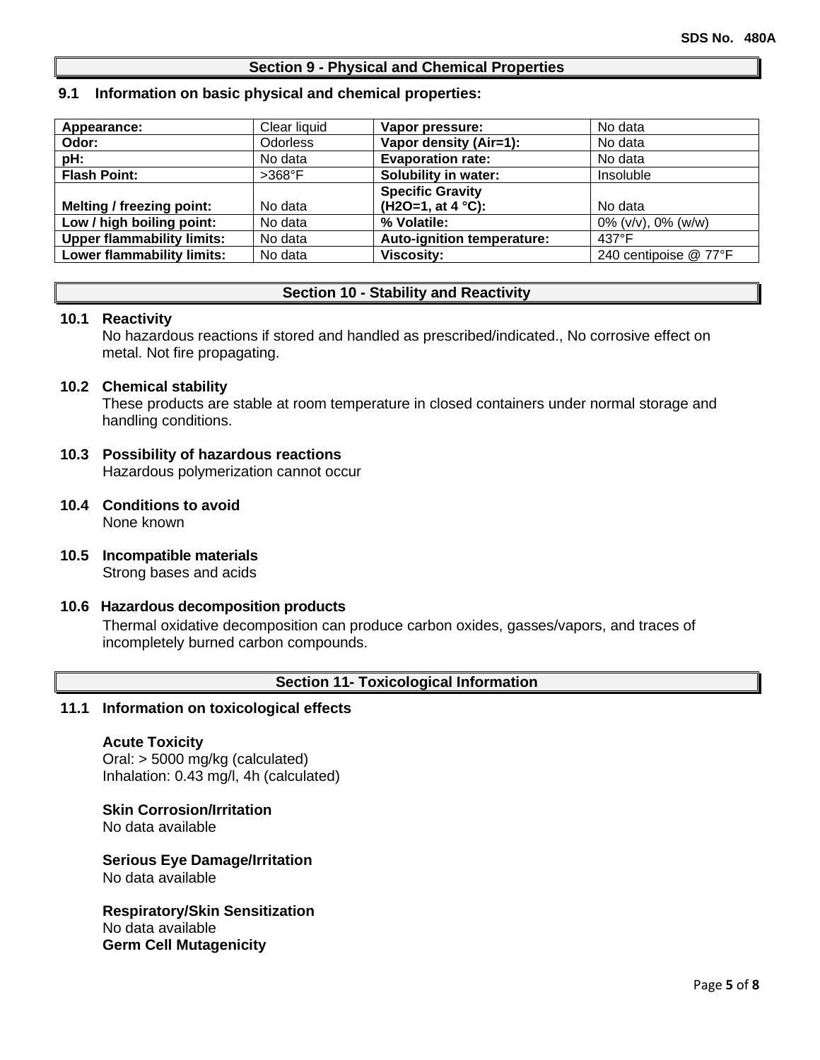## Section 9 - Physical and Chemical Properties

### 9.1 Information on basic physical and chemical properties:

| Appearance: | Clear liquid | Vapor pressure: | No data |
|---|---|---|---|
| Odor: | Odorless | Vapor density (Air=1): | No data |
| pH: | No data | Evaporation rate: | No data |
| Flash Point: | >368°F | Solubility in water: | Insoluble |
| Melting / freezing point: | No data | Specific Gravity ($H_2O$=1, at 4 °C): | No data |
| Low / high boiling point: | No data | % Volatile: | 0% (v/v), 0% (w/w) |
| Upper flammability limits: | No data | Auto-ignition temperature: | 437°F |
| Lower flammability limits: | No data | Viscosity: | 240 centipoise @ 77°F |

## Section 10 - Stability and Reactivity

### 10.1 Reactivity

No hazardous reactions if stored and handled as prescribed/indicated., No corrosive effect on metal. Not fire propagating.

### 10.2 Chemical stability

These products are stable at room temperature in closed containers under normal storage and handling conditions.

### 10.3 Possibility of hazardous reactions

Hazardous polymerization cannot occur

### 10.4 Conditions to avoid

None known

### 10.5 Incompatible materials

Strong bases and acids

### 10.6 Hazardous decomposition products

Thermal oxidative decomposition can produce carbon oxides, gasses/vapors, and traces of incompletely burned carbon compounds.

## Section 11- Toxicological Information

### 11.1 Information on toxicological effects

**Acute Toxicity**
Oral: > 5000 mg/kg (calculated)
Inhalation: 0.43 mg/l, 4h (calculated)

**Skin Corrosion/Irritation**
No data available

**Serious Eye Damage/Irritation**
No data available

**Respiratory/Skin Sensitization**
No data available

**Germ Cell Mutagenicity**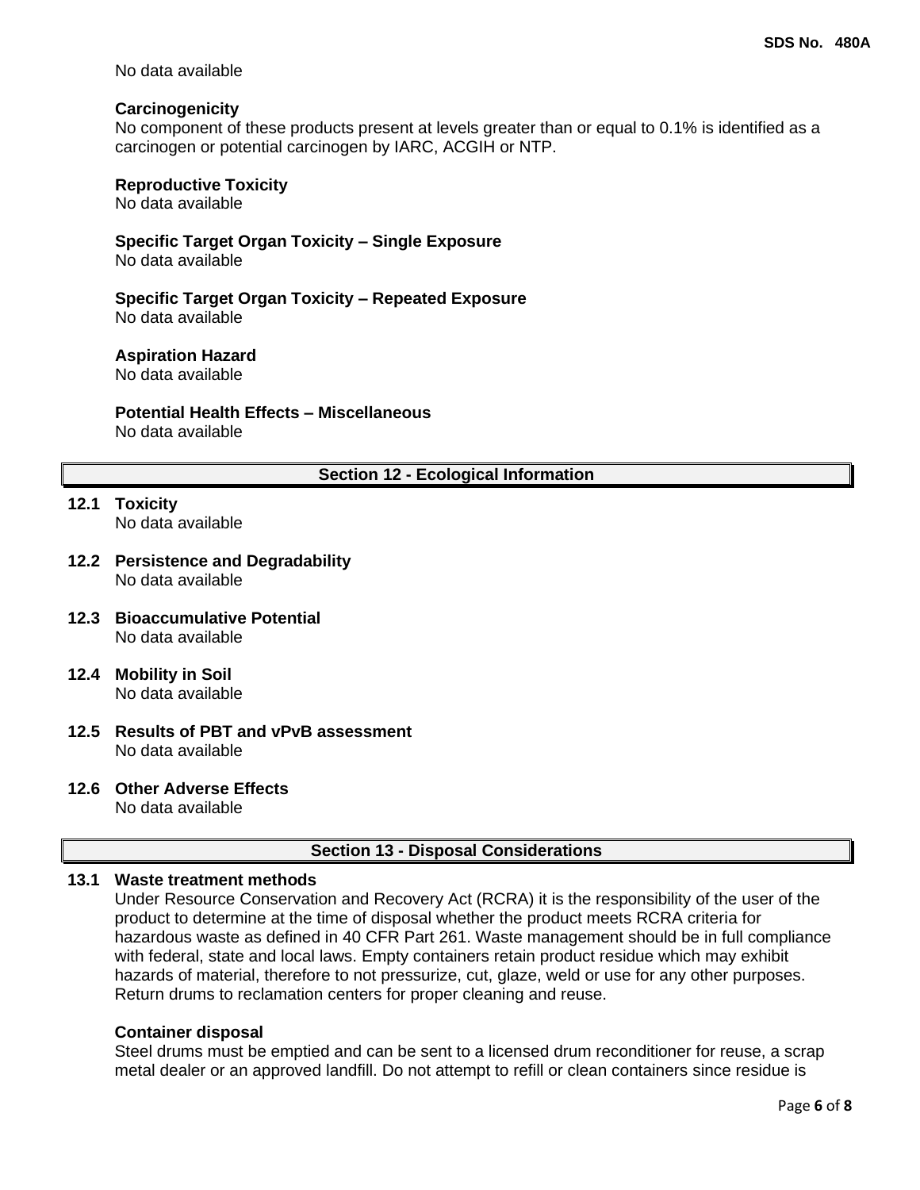No data available

**Carcinogenicity**
No component of these products present at levels greater than or equal to 0.1% is identified as a carcinogen or potential carcinogen by IARC, ACGIH or NTP.

**Reproductive Toxicity**
No data available

**Specific Target Organ Toxicity – Single Exposure**
No data available

**Specific Target Organ Toxicity – Repeated Exposure**
No data available

**Aspiration Hazard**
No data available

**Potential Health Effects – Miscellaneous**
No data available

## Section 12 - Ecological Information

**12.1 Toxicity**
No data available

**12.2 Persistence and Degradability**
No data available

**12.3 Bioaccumulative Potential**
No data available

**12.4 Mobility in Soil**
No data available

**12.5 Results of PBT and vPvB assessment**
No data available

**12.6 Other Adverse Effects**
No data available

## Section 13 - Disposal Considerations

**13.1 Waste treatment methods**
Under Resource Conservation and Recovery Act (RCRA) it is the responsibility of the user of the product to determine at the time of disposal whether the product meets RCRA criteria for hazardous waste as defined in 40 CFR Part 261. Waste management should be in full compliance with federal, state and local laws. Empty containers retain product residue which may exhibit hazards of material, therefore to not pressurize, cut, glaze, weld or use for any other purposes. Return drums to reclamation centers for proper cleaning and reuse.

**Container disposal**
Steel drums must be emptied and can be sent to a licensed drum reconditioner for reuse, a scrap metal dealer or an approved landfill. Do not attempt to refill or clean containers since residue is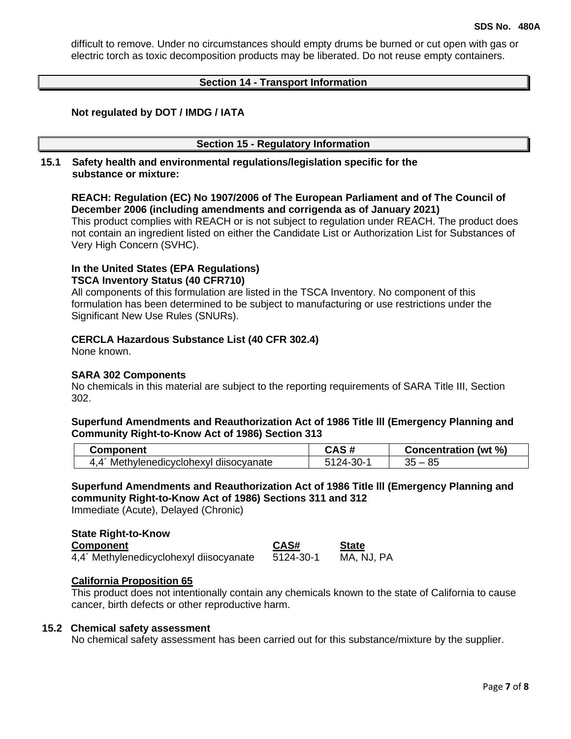difficult to remove. Under no circumstances should empty drums be burned or cut open with gas or electric torch as toxic decomposition products may be liberated. Do not reuse empty containers.

## Section 14 - Transport Information

**Not regulated by DOT / IMDG / IATA**

## Section 15 - Regulatory Information

### 15.1 Safety health and environmental regulations/legislation specific for the substance or mixture:

**REACH: Regulation (EC) No 1907/2006 of The European Parliament and of The Council of December 2006 (including amendments and corrigenda as of January 2021)**
This product complies with REACH or is not subject to regulation under REACH. The product does not contain an ingredient listed on either the Candidate List or Authorization List for Substances of Very High Concern (SVHC).

**In the United States (EPA Regulations)**
**TSCA Inventory Status (40 CFR710)**
All components of this formulation are listed in the TSCA Inventory. No component of this formulation has been determined to be subject to manufacturing or use restrictions under the Significant New Use Rules (SNURs).

**CERCLA Hazardous Substance List (40 CFR 302.4)**
None known.

**SARA 302 Components**
No chemicals in this material are subject to the reporting requirements of SARA Title III, Section 302.

**Superfund Amendments and Reauthorization Act of 1986 Title lll (Emergency Planning and Community Right-to-Know Act of 1986) Section 313**

| Component | CAS # | Concentration (wt %) |
|---|---|---|
| 4,4´ Methylenedicyclohexyl diisocyanate | 5124-30-1 | 35 – 85 |

**Superfund Amendments and Reauthorization Act of 1986 Title lll (Emergency Planning and community Right-to-Know Act of 1986) Sections 311 and 312**
Immediate (Acute), Delayed (Chronic)

**State Right-to-Know**

| Component | CAS# | State |
|---|---|---|
| 4,4´ Methylenedicyclohexyl diisocyanate | 5124-30-1 | MA, NJ, PA |

**California Proposition 65**
This product does not intentionally contain any chemicals known to the state of California to cause cancer, birth defects or other reproductive harm.

### 15.2 Chemical safety assessment

No chemical safety assessment has been carried out for this substance/mixture by the supplier.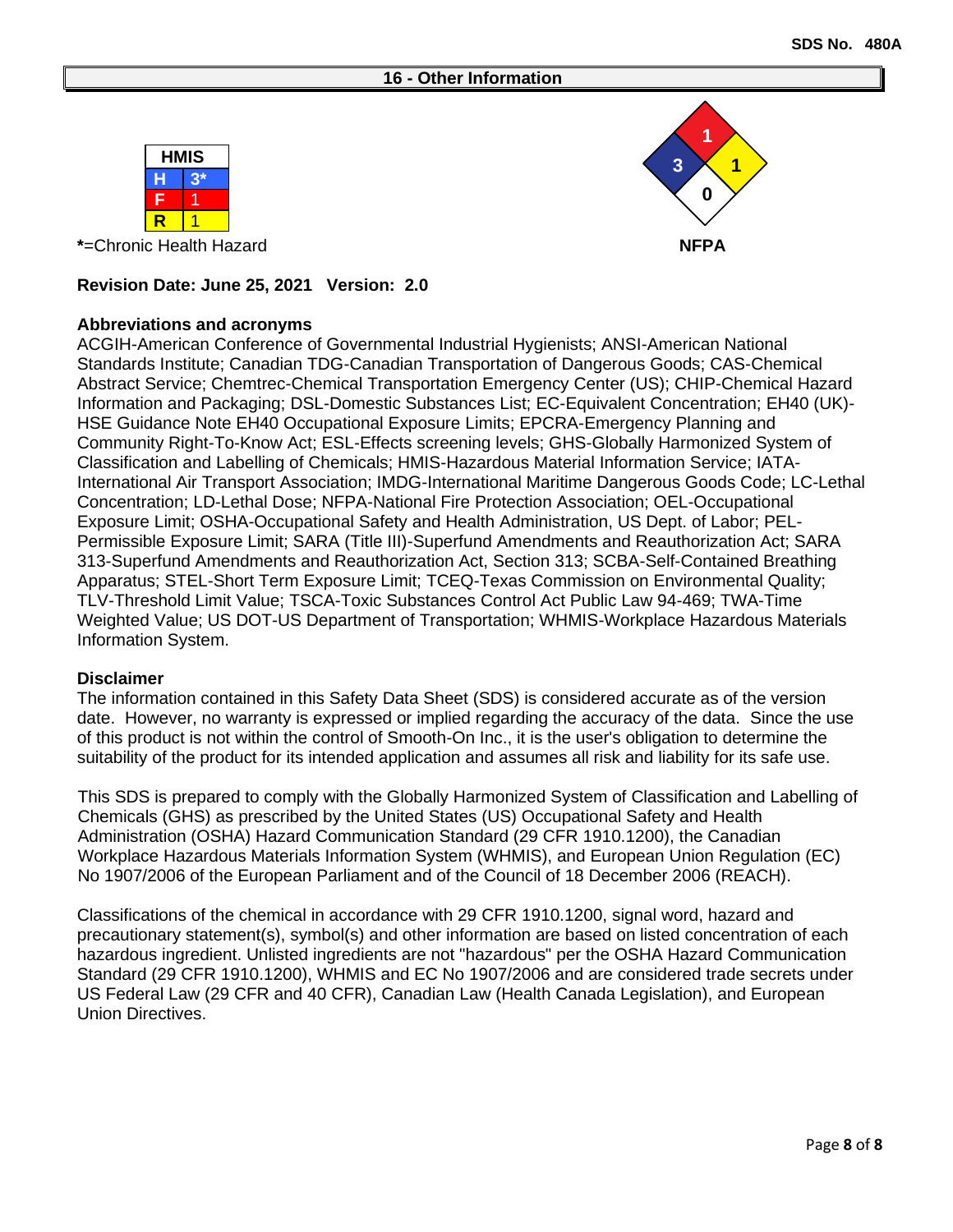## 16 - Other Information

| HMIS | |
|---|---|
| H | 3* |
| F | 1 |
| R | 1 |

*=Chronic Health Hazard

NFPA: Health 3, Flammability 1, Instability 1, Special 0

**Revision Date: June 25, 2021 Version: 2.0**

**Abbreviations and acronyms**

ACGIH-American Conference of Governmental Industrial Hygienists; ANSI-American National Standards Institute; Canadian TDG-Canadian Transportation of Dangerous Goods; CAS-Chemical Abstract Service; Chemtrec-Chemical Transportation Emergency Center (US); CHIP-Chemical Hazard Information and Packaging; DSL-Domestic Substances List; EC-Equivalent Concentration; EH40 (UK)-HSE Guidance Note EH40 Occupational Exposure Limits; EPCRA-Emergency Planning and Community Right-To-Know Act; ESL-Effects screening levels; GHS-Globally Harmonized System of Classification and Labelling of Chemicals; HMIS-Hazardous Material Information Service; IATA-International Air Transport Association; IMDG-International Maritime Dangerous Goods Code; LC-Lethal Concentration; LD-Lethal Dose; NFPA-National Fire Protection Association; OEL-Occupational Exposure Limit; OSHA-Occupational Safety and Health Administration, US Dept. of Labor; PEL-Permissible Exposure Limit; SARA (Title III)-Superfund Amendments and Reauthorization Act; SARA 313-Superfund Amendments and Reauthorization Act, Section 313; SCBA-Self-Contained Breathing Apparatus; STEL-Short Term Exposure Limit; TCEQ-Texas Commission on Environmental Quality; TLV-Threshold Limit Value; TSCA-Toxic Substances Control Act Public Law 94-469; TWA-Time Weighted Value; US DOT-US Department of Transportation; WHMIS-Workplace Hazardous Materials Information System.

**Disclaimer**

The information contained in this Safety Data Sheet (SDS) is considered accurate as of the version date. However, no warranty is expressed or implied regarding the accuracy of the data. Since the use of this product is not within the control of Smooth-On Inc., it is the user's obligation to determine the suitability of the product for its intended application and assumes all risk and liability for its safe use.

This SDS is prepared to comply with the Globally Harmonized System of Classification and Labelling of Chemicals (GHS) as prescribed by the United States (US) Occupational Safety and Health Administration (OSHA) Hazard Communication Standard (29 CFR 1910.1200), the Canadian Workplace Hazardous Materials Information System (WHMIS), and European Union Regulation (EC) No 1907/2006 of the European Parliament and of the Council of 18 December 2006 (REACH).

Classifications of the chemical in accordance with 29 CFR 1910.1200, signal word, hazard and precautionary statement(s), symbol(s) and other information are based on listed concentration of each hazardous ingredient. Unlisted ingredients are not "hazardous" per the OSHA Hazard Communication Standard (29 CFR 1910.1200), WHMIS and EC No 1907/2006 and are considered trade secrets under US Federal Law (29 CFR and 40 CFR), Canadian Law (Health Canada Legislation), and European Union Directives.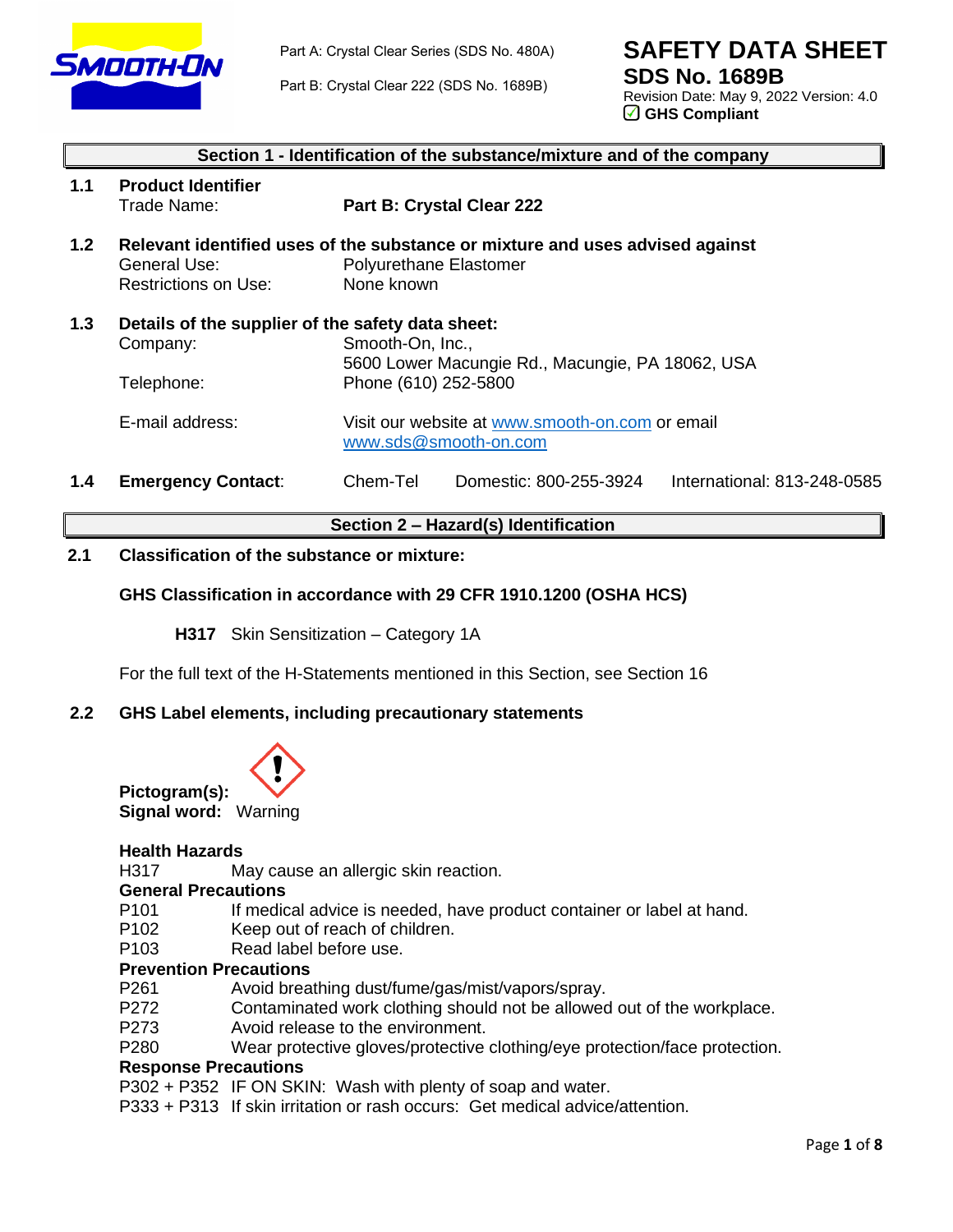Part A: Crystal Clear Series (SDS No. 480A)

Part B: Crystal Clear 222 (SDS No. 1689B)

# SAFETY DATA SHEET

## SDS No. 1689B

Revision Date: May 9, 2022 Version: 4.0

☑ **GHS Compliant**

## Section 1 - Identification of the substance/mixture and of the company

**1.1 Product Identifier**

| | |
|---|---|
| Trade Name: | **Part B: Crystal Clear 222** |

**1.2 Relevant identified uses of the substance or mixture and uses advised against**

| | |
|---|---|
| General Use: | Polyurethane Elastomer |
| Restrictions on Use: | None known |

**1.3 Details of the supplier of the safety data sheet:**

| | |
|---|---|
| Company: | Smooth-On, Inc., 5600 Lower Macungie Rd., Macungie, PA 18062, USA |
| Telephone: | Phone (610) 252-5800 |
| E-mail address: | Visit our website at www.smooth-on.com or email www.sds@smooth-on.com |

**1.4 Emergency Contact**: Chem-Tel Domestic: 800-255-3924 International: 813-248-0585

## Section 2 – Hazard(s) Identification

**2.1 Classification of the substance or mixture:**

**GHS Classification in accordance with 29 CFR 1910.1200 (OSHA HCS)**

**H317** Skin Sensitization – Category 1A

For the full text of the H-Statements mentioned in this Section, see Section 16

**2.2 GHS Label elements, including precautionary statements**

**Pictogram(s):**

**Signal word:** Warning

**Health Hazards**

H317 May cause an allergic skin reaction.

**General Precautions**

P101 If medical advice is needed, have product container or label at hand.
P102 Keep out of reach of children.
P103 Read label before use.

**Prevention Precautions**

P261 Avoid breathing dust/fume/gas/mist/vapors/spray.
P272 Contaminated work clothing should not be allowed out of the workplace.
P273 Avoid release to the environment.
P280 Wear protective gloves/protective clothing/eye protection/face protection.

**Response Precautions**

P302 + P352 IF ON SKIN: Wash with plenty of soap and water.
P333 + P313 If skin irritation or rash occurs: Get medical advice/attention.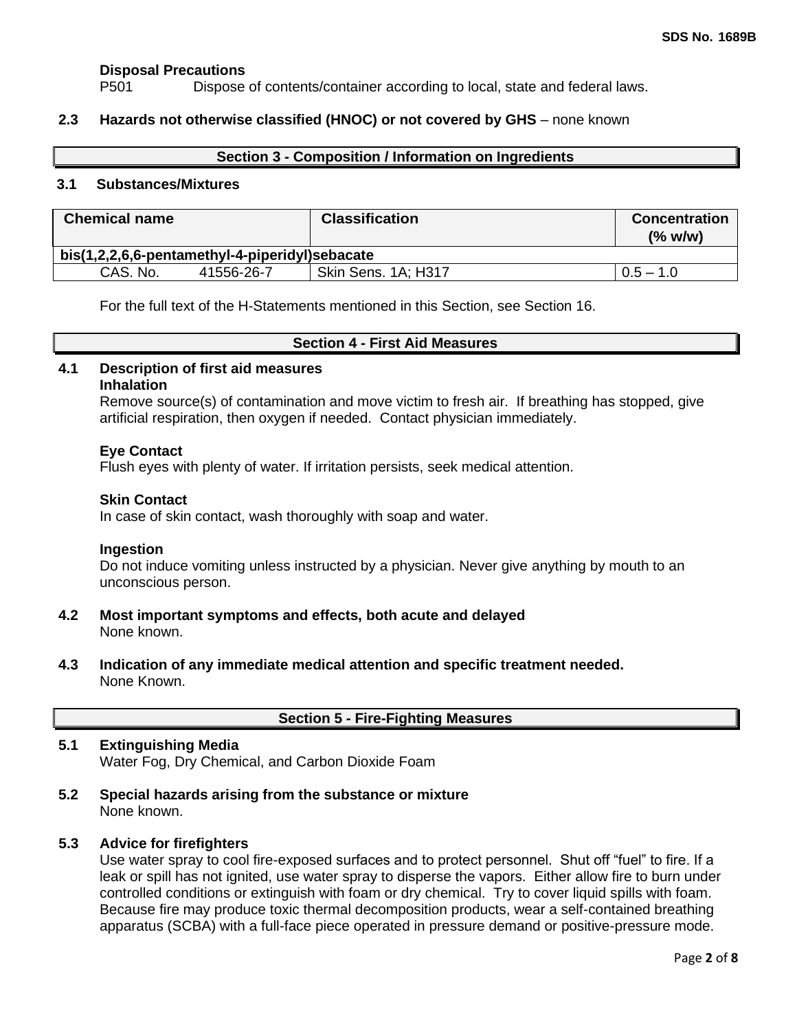**Disposal Precautions**

P501 Dispose of contents/container according to local, state and federal laws.

**2.3 Hazards not otherwise classified (HNOC) or not covered by GHS** – none known

## Section 3 - Composition / Information on Ingredients

**3.1 Substances/Mixtures**

| Chemical name | | Classification | Concentration (% w/w) |
|---|---|---|---|
| **bis(1,2,2,6,6-pentamethyl-4-piperidyl)sebacate** | | | |
| CAS. No. | 41556-26-7 | Skin Sens. 1A; H317 | 0.5 – 1.0 |

For the full text of the H-Statements mentioned in this Section, see Section 16.

## Section 4 - First Aid Measures

**4.1 Description of first aid measures**

**Inhalation**

Remove source(s) of contamination and move victim to fresh air. If breathing has stopped, give artificial respiration, then oxygen if needed. Contact physician immediately.

**Eye Contact**

Flush eyes with plenty of water. If irritation persists, seek medical attention.

**Skin Contact**

In case of skin contact, wash thoroughly with soap and water.

**Ingestion**

Do not induce vomiting unless instructed by a physician. Never give anything by mouth to an unconscious person.

**4.2 Most important symptoms and effects, both acute and delayed**

None known.

**4.3 Indication of any immediate medical attention and specific treatment needed.**

None Known.

## Section 5 - Fire-Fighting Measures

**5.1 Extinguishing Media**

Water Fog, Dry Chemical, and Carbon Dioxide Foam

**5.2 Special hazards arising from the substance or mixture**

None known.

**5.3 Advice for firefighters**

Use water spray to cool fire-exposed surfaces and to protect personnel. Shut off "fuel" to fire. If a leak or spill has not ignited, use water spray to disperse the vapors. Either allow fire to burn under controlled conditions or extinguish with foam or dry chemical. Try to cover liquid spills with foam. Because fire may produce toxic thermal decomposition products, wear a self-contained breathing apparatus (SCBA) with a full-face piece operated in pressure demand or positive-pressure mode.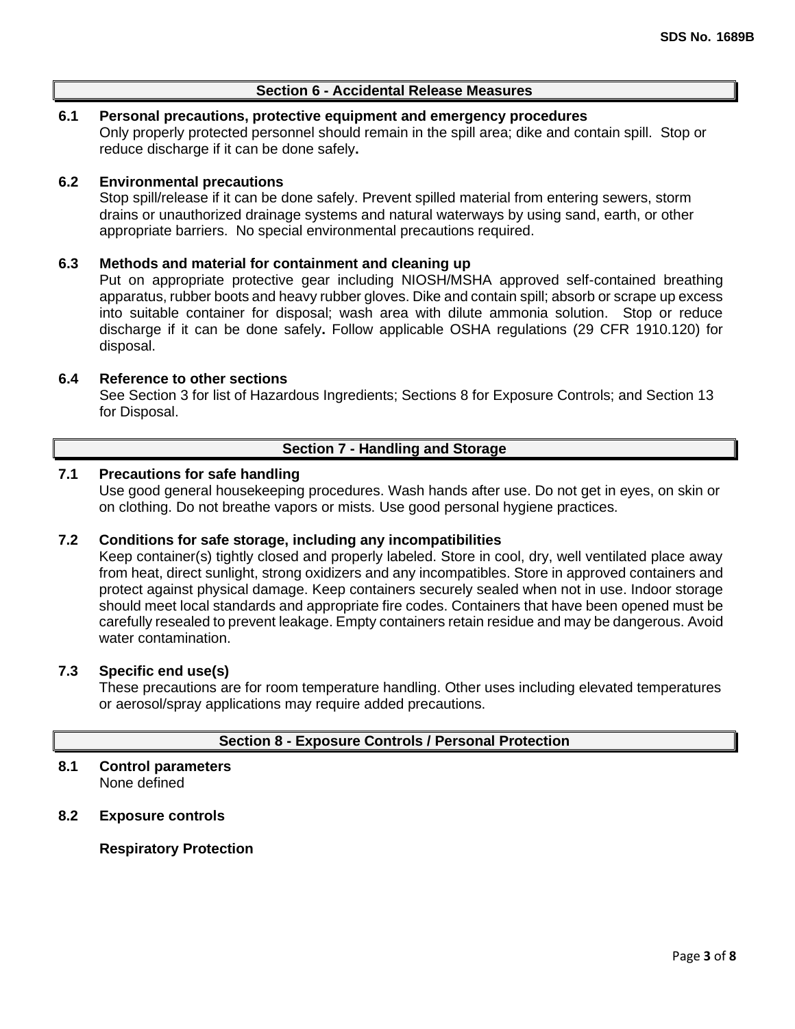## Section 6 - Accidental Release Measures

**6.1 Personal precautions, protective equipment and emergency procedures**

Only properly protected personnel should remain in the spill area; dike and contain spill. Stop or reduce discharge if it can be done safely**.**

**6.2 Environmental precautions**

Stop spill/release if it can be done safely. Prevent spilled material from entering sewers, storm drains or unauthorized drainage systems and natural waterways by using sand, earth, or other appropriate barriers. No special environmental precautions required.

**6.3 Methods and material for containment and cleaning up**

Put on appropriate protective gear including NIOSH/MSHA approved self-contained breathing apparatus, rubber boots and heavy rubber gloves. Dike and contain spill; absorb or scrape up excess into suitable container for disposal; wash area with dilute ammonia solution. Stop or reduce discharge if it can be done safely**.** Follow applicable OSHA regulations (29 CFR 1910.120) for disposal.

**6.4 Reference to other sections**

See Section 3 for list of Hazardous Ingredients; Sections 8 for Exposure Controls; and Section 13 for Disposal.

## Section 7 - Handling and Storage

**7.1 Precautions for safe handling**

Use good general housekeeping procedures. Wash hands after use. Do not get in eyes, on skin or on clothing. Do not breathe vapors or mists. Use good personal hygiene practices.

**7.2 Conditions for safe storage, including any incompatibilities**

Keep container(s) tightly closed and properly labeled. Store in cool, dry, well ventilated place away from heat, direct sunlight, strong oxidizers and any incompatibles. Store in approved containers and protect against physical damage. Keep containers securely sealed when not in use. Indoor storage should meet local standards and appropriate fire codes. Containers that have been opened must be carefully resealed to prevent leakage. Empty containers retain residue and may be dangerous. Avoid water contamination.

**7.3 Specific end use(s)**

These precautions are for room temperature handling. Other uses including elevated temperatures or aerosol/spray applications may require added precautions.

## Section 8 - Exposure Controls / Personal Protection

**8.1 Control parameters**

None defined

**8.2 Exposure controls**

**Respiratory Protection**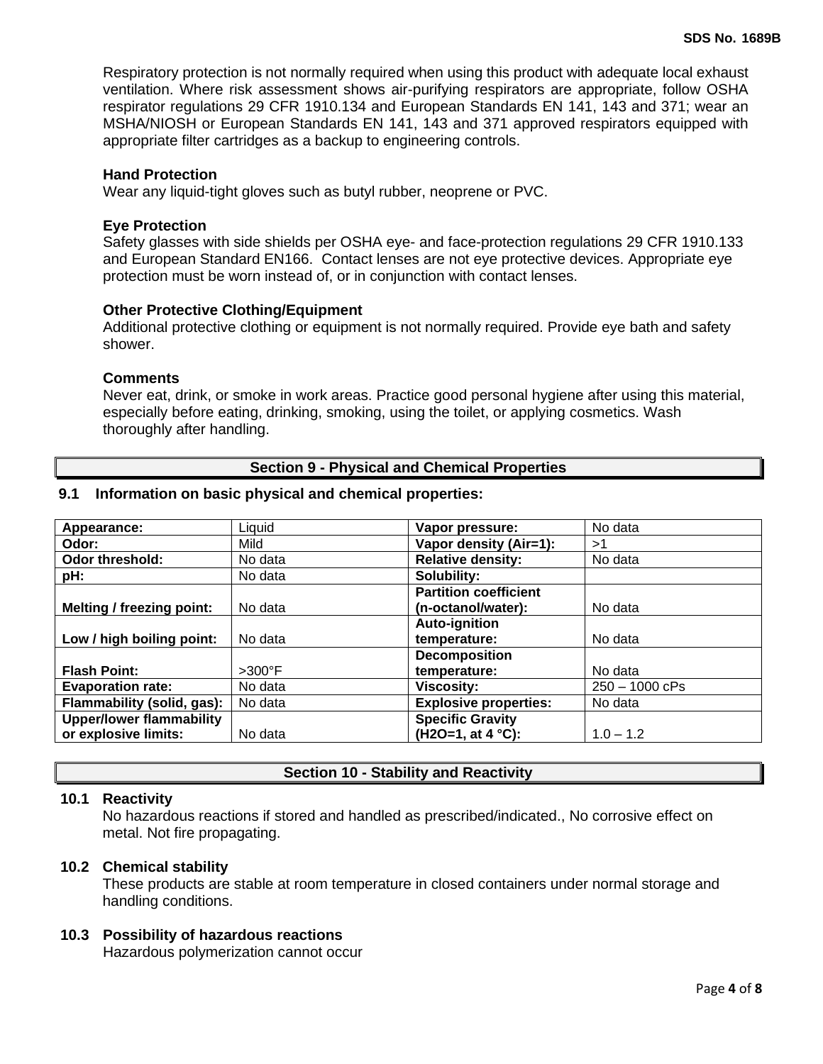Respiratory protection is not normally required when using this product with adequate local exhaust ventilation. Where risk assessment shows air-purifying respirators are appropriate, follow OSHA respirator regulations 29 CFR 1910.134 and European Standards EN 141, 143 and 371; wear an MSHA/NIOSH or European Standards EN 141, 143 and 371 approved respirators equipped with appropriate filter cartridges as a backup to engineering controls.

**Hand Protection**
Wear any liquid-tight gloves such as butyl rubber, neoprene or PVC.

**Eye Protection**
Safety glasses with side shields per OSHA eye- and face-protection regulations 29 CFR 1910.133 and European Standard EN166. Contact lenses are not eye protective devices. Appropriate eye protection must be worn instead of, or in conjunction with contact lenses.

**Other Protective Clothing/Equipment**
Additional protective clothing or equipment is not normally required. Provide eye bath and safety shower.

**Comments**
Never eat, drink, or smoke in work areas. Practice good personal hygiene after using this material, especially before eating, drinking, smoking, using the toilet, or applying cosmetics. Wash thoroughly after handling.

## Section 9 - Physical and Chemical Properties

### 9.1 Information on basic physical and chemical properties:

| | | | |
|---|---|---|---|
| **Appearance:** | Liquid | **Vapor pressure:** | No data |
| **Odor:** | Mild | **Vapor density (Air=1):** | >1 |
| **Odor threshold:** | No data | **Relative density:** | No data |
| **pH:** | No data | **Solubility:** | |
| **Melting / freezing point:** | No data | **Partition coefficient (n-octanol/water):** | No data |
| **Low / high boiling point:** | No data | **Auto-ignition temperature:** | No data |
| **Flash Point:** | >300°F | **Decomposition temperature:** | No data |
| **Evaporation rate:** | No data | **Viscosity:** | 250 – 1000 cPs |
| **Flammability (solid, gas):** | No data | **Explosive properties:** | No data |
| **Upper/lower flammability or explosive limits:** | No data | **Specific Gravity ($H_2O$=1, at 4 °C):** | 1.0 – 1.2 |

## Section 10 - Stability and Reactivity

### 10.1 Reactivity
No hazardous reactions if stored and handled as prescribed/indicated., No corrosive effect on metal. Not fire propagating.

### 10.2 Chemical stability
These products are stable at room temperature in closed containers under normal storage and handling conditions.

### 10.3 Possibility of hazardous reactions
Hazardous polymerization cannot occur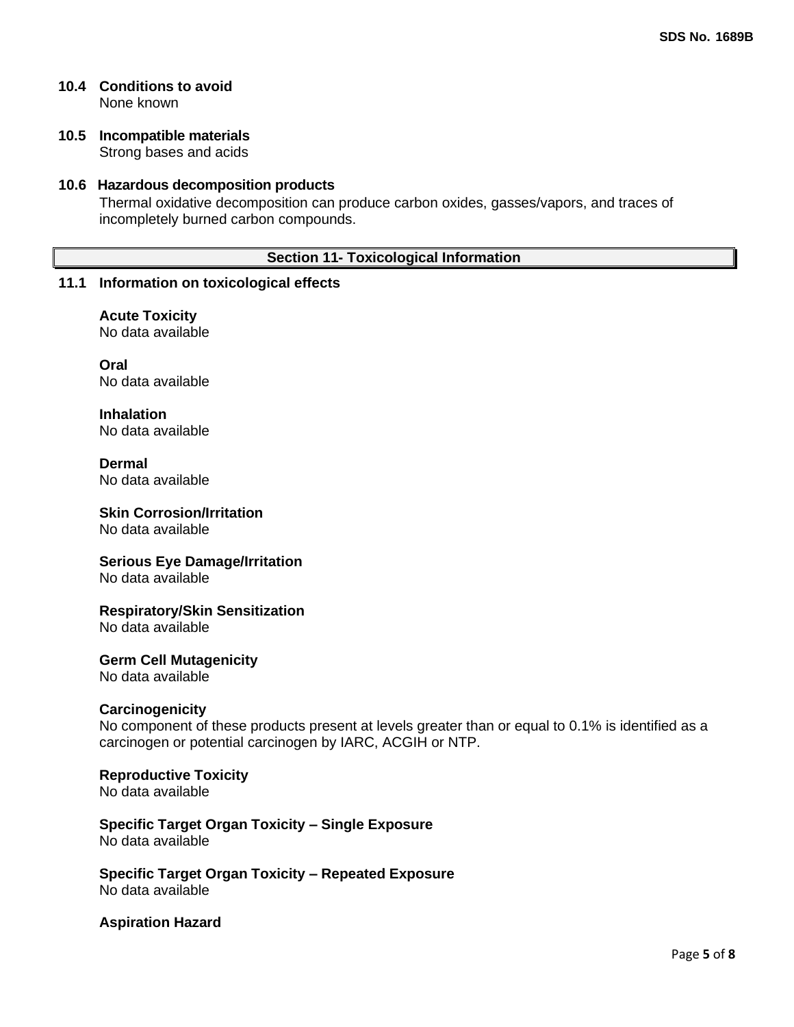### 10.4 Conditions to avoid

None known

### 10.5 Incompatible materials

Strong bases and acids

### 10.6 Hazardous decomposition products

Thermal oxidative decomposition can produce carbon oxides, gasses/vapors, and traces of incompletely burned carbon compounds.

## Section 11- Toxicological Information

### 11.1 Information on toxicological effects

**Acute Toxicity**
No data available

**Oral**
No data available

**Inhalation**
No data available

**Dermal**
No data available

**Skin Corrosion/Irritation**
No data available

**Serious Eye Damage/Irritation**
No data available

**Respiratory/Skin Sensitization**
No data available

**Germ Cell Mutagenicity**
No data available

**Carcinogenicity**
No component of these products present at levels greater than or equal to 0.1% is identified as a carcinogen or potential carcinogen by IARC, ACGIH or NTP.

**Reproductive Toxicity**
No data available

**Specific Target Organ Toxicity – Single Exposure**
No data available

**Specific Target Organ Toxicity – Repeated Exposure**
No data available

**Aspiration Hazard**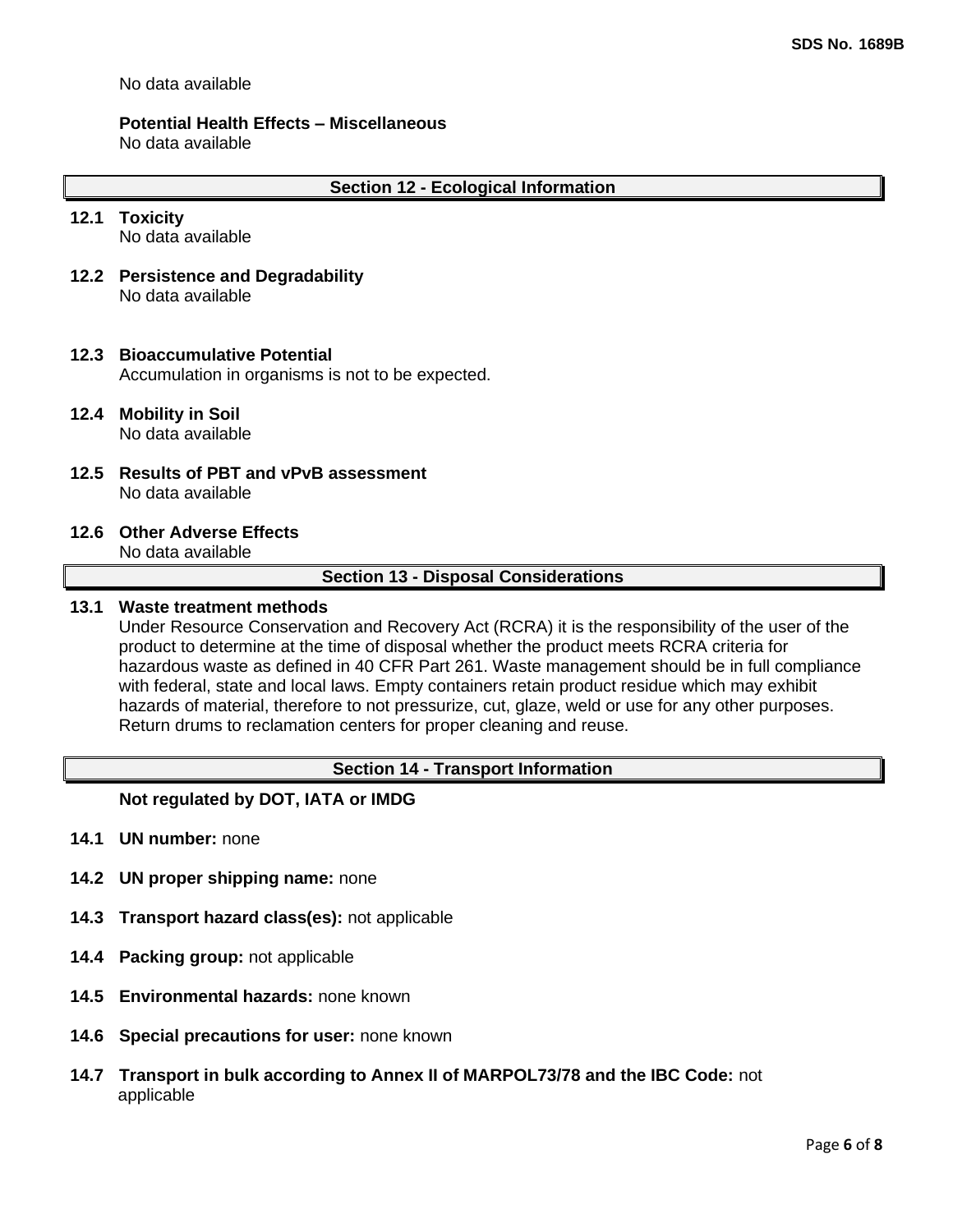No data available

**Potential Health Effects – Miscellaneous**
No data available

## Section 12 - Ecological Information

**12.1 Toxicity**
No data available

**12.2 Persistence and Degradability**
No data available

**12.3 Bioaccumulative Potential**
Accumulation in organisms is not to be expected.

**12.4 Mobility in Soil**
No data available

**12.5 Results of PBT and vPvB assessment**
No data available

**12.6 Other Adverse Effects**
No data available

## Section 13 - Disposal Considerations

**13.1 Waste treatment methods**
Under Resource Conservation and Recovery Act (RCRA) it is the responsibility of the user of the product to determine at the time of disposal whether the product meets RCRA criteria for hazardous waste as defined in 40 CFR Part 261. Waste management should be in full compliance with federal, state and local laws. Empty containers retain product residue which may exhibit hazards of material, therefore to not pressurize, cut, glaze, weld or use for any other purposes. Return drums to reclamation centers for proper cleaning and reuse.

## Section 14 - Transport Information

**Not regulated by DOT, IATA or IMDG**

**14.1 UN number:** none

**14.2 UN proper shipping name:** none

**14.3 Transport hazard class(es):** not applicable

**14.4 Packing group:** not applicable

**14.5 Environmental hazards:** none known

**14.6 Special precautions for user:** none known

**14.7 Transport in bulk according to Annex II of MARPOL73/78 and the IBC Code:** not applicable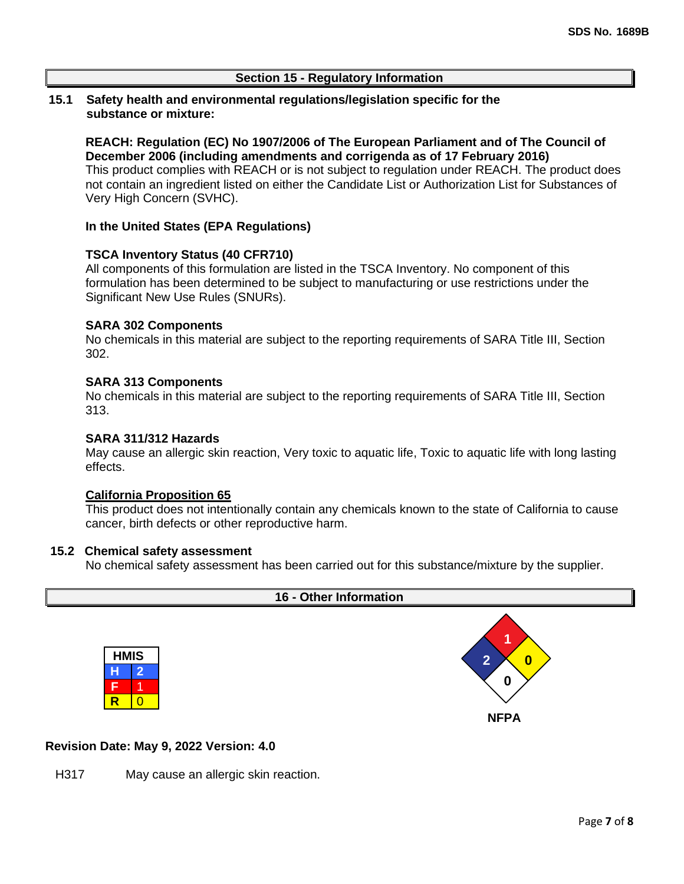## Section 15 - Regulatory Information

### 15.1 Safety health and environmental regulations/legislation specific for the substance or mixture:

**REACH: Regulation (EC) No 1907/2006 of The European Parliament and of The Council of December 2006 (including amendments and corrigenda as of 17 February 2016)**
This product complies with REACH or is not subject to regulation under REACH. The product does not contain an ingredient listed on either the Candidate List or Authorization List for Substances of Very High Concern (SVHC).

**In the United States (EPA Regulations)**

**TSCA Inventory Status (40 CFR710)**
All components of this formulation are listed in the TSCA Inventory. No component of this formulation has been determined to be subject to manufacturing or use restrictions under the Significant New Use Rules (SNURs).

**SARA 302 Components**
No chemicals in this material are subject to the reporting requirements of SARA Title III, Section 302.

**SARA 313 Components**
No chemicals in this material are subject to the reporting requirements of SARA Title III, Section 313.

**SARA 311/312 Hazards**
May cause an allergic skin reaction, Very toxic to aquatic life, Toxic to aquatic life with long lasting effects.

**California Proposition 65**
This product does not intentionally contain any chemicals known to the state of California to cause cancer, birth defects or other reproductive harm.

### 15.2 Chemical safety assessment

No chemical safety assessment has been carried out for this substance/mixture by the supplier.

## 16 - Other Information

| HMIS | |
|---|---|
| H | 2 |
| F | 1 |
| R | 0 |

**NFPA**: Health 2, Flammability 1, Instability 0, Special 0

**Revision Date: May 9, 2022 Version: 4.0**

H317 May cause an allergic skin reaction.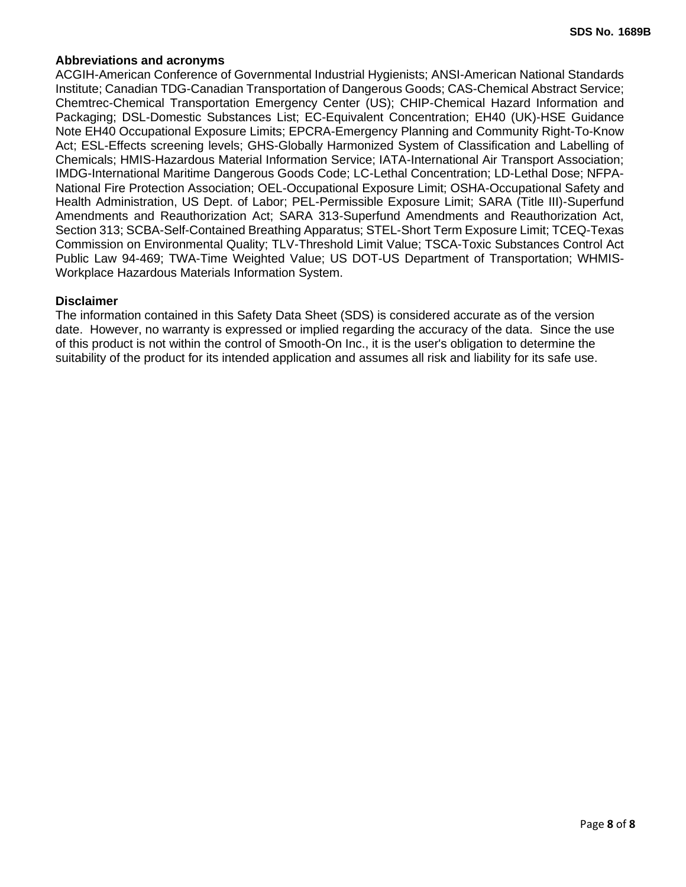**Abbreviations and acronyms**

ACGIH-American Conference of Governmental Industrial Hygienists; ANSI-American National Standards Institute; Canadian TDG-Canadian Transportation of Dangerous Goods; CAS-Chemical Abstract Service; Chemtrec-Chemical Transportation Emergency Center (US); CHIP-Chemical Hazard Information and Packaging; DSL-Domestic Substances List; EC-Equivalent Concentration; EH40 (UK)-HSE Guidance Note EH40 Occupational Exposure Limits; EPCRA-Emergency Planning and Community Right-To-Know Act; ESL-Effects screening levels; GHS-Globally Harmonized System of Classification and Labelling of Chemicals; HMIS-Hazardous Material Information Service; IATA-International Air Transport Association; IMDG-International Maritime Dangerous Goods Code; LC-Lethal Concentration; LD-Lethal Dose; NFPA-National Fire Protection Association; OEL-Occupational Exposure Limit; OSHA-Occupational Safety and Health Administration, US Dept. of Labor; PEL-Permissible Exposure Limit; SARA (Title III)-Superfund Amendments and Reauthorization Act; SARA 313-Superfund Amendments and Reauthorization Act, Section 313; SCBA-Self-Contained Breathing Apparatus; STEL-Short Term Exposure Limit; TCEQ-Texas Commission on Environmental Quality; TLV-Threshold Limit Value; TSCA-Toxic Substances Control Act Public Law 94-469; TWA-Time Weighted Value; US DOT-US Department of Transportation; WHMIS-Workplace Hazardous Materials Information System.

**Disclaimer**

The information contained in this Safety Data Sheet (SDS) is considered accurate as of the version date. However, no warranty is expressed or implied regarding the accuracy of the data. Since the use of this product is not within the control of Smooth-On Inc., it is the user's obligation to determine the suitability of the product for its intended application and assumes all risk and liability for its safe use.